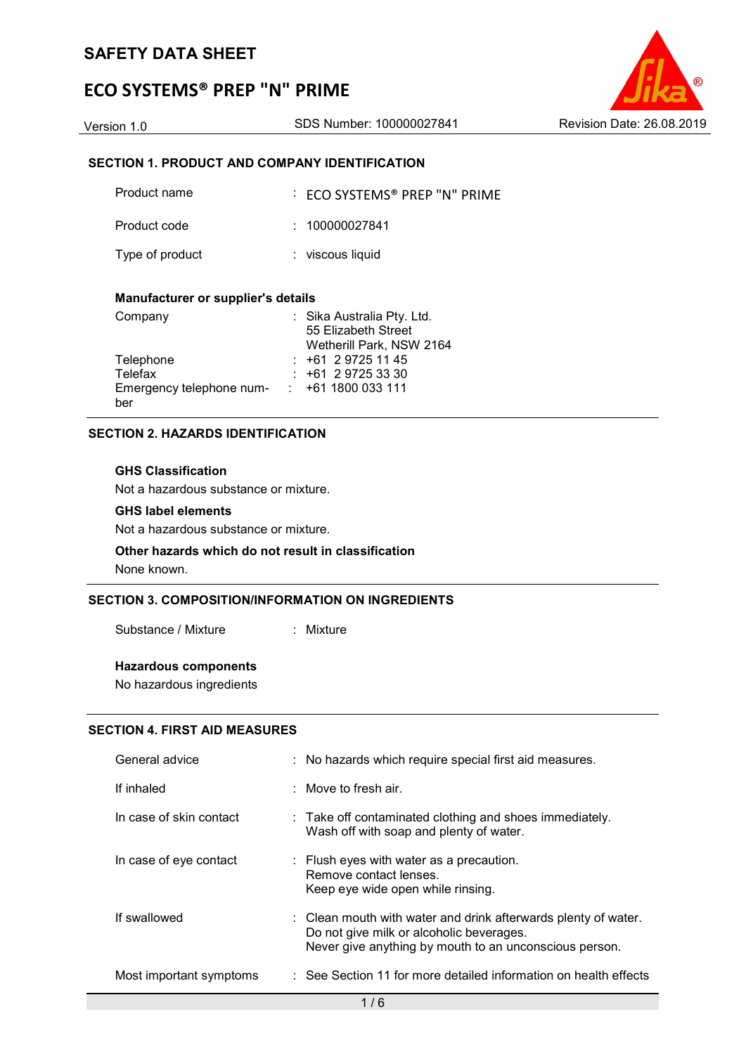# SAFETY DATA SHEET

# ECO SYSTEMS® PREP "N" PRIME

Version 1.0 SDS Number: 100000027841 Revision Date: 26.08.2019

## SECTION 1. PRODUCT AND COMPANY IDENTIFICATION

| | | |
|---|---|---|
| Product name | : | ECO SYSTEMS® PREP "N" PRIME |
| Product code | : | 100000027841 |
| Type of product | : | viscous liquid |

**Manufacturer or supplier's details**

| | | |
|---|---|---|
| Company | : | Sika Australia Pty. Ltd.<br>55 Elizabeth Street<br>Wetherill Park, NSW 2164 |
| Telephone | : | +61 2 9725 11 45 |
| Telefax | : | +61 2 9725 33 30 |
| Emergency telephone number | : | +61 1800 033 111 |

## SECTION 2. HAZARDS IDENTIFICATION

**GHS Classification**

Not a hazardous substance or mixture.

**GHS label elements**

Not a hazardous substance or mixture.

**Other hazards which do not result in classification**

None known.

## SECTION 3. COMPOSITION/INFORMATION ON INGREDIENTS

| | | |
|---|---|---|
| Substance / Mixture | : | Mixture |

**Hazardous components**

No hazardous ingredients

## SECTION 4. FIRST AID MEASURES

| | | |
|---|---|---|
| General advice | : | No hazards which require special first aid measures. |
| If inhaled | : | Move to fresh air. |
| In case of skin contact | : | Take off contaminated clothing and shoes immediately.<br>Wash off with soap and plenty of water. |
| In case of eye contact | : | Flush eyes with water as a precaution.<br>Remove contact lenses.<br>Keep eye wide open while rinsing. |
| If swallowed | : | Clean mouth with water and drink afterwards plenty of water.<br>Do not give milk or alcoholic beverages.<br>Never give anything by mouth to an unconscious person. |
| Most important symptoms | : | See Section 11 for more detailed information on health effects |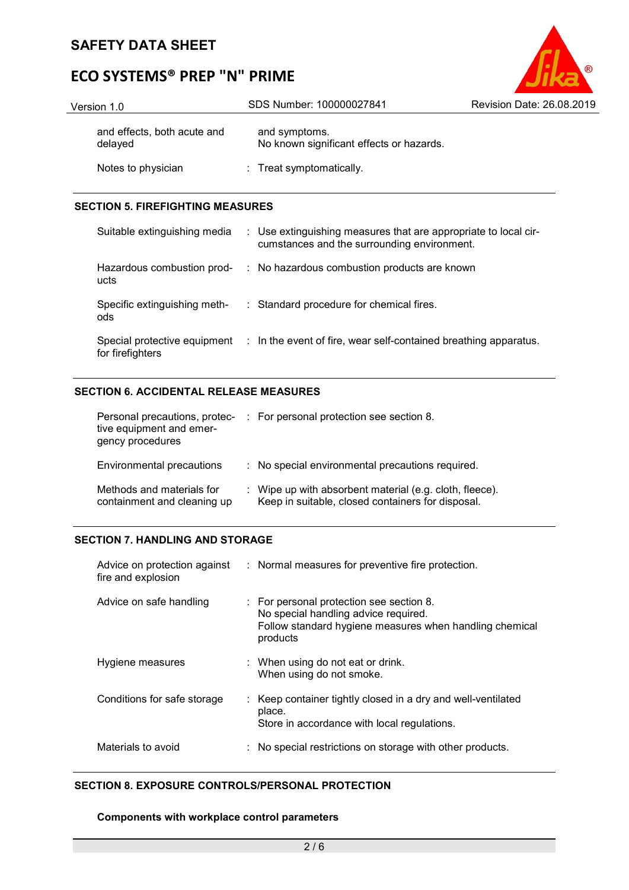| | | |
|---|---|---|
| and effects, both acute and delayed | | and symptoms.<br>No known significant effects or hazards. |
| Notes to physician | : | Treat symptomatically. |

## SECTION 5. FIREFIGHTING MEASURES

| | | |
|---|---|---|
| Suitable extinguishing media | : | Use extinguishing measures that are appropriate to local circumstances and the surrounding environment. |
| Hazardous combustion products | : | No hazardous combustion products are known |
| Specific extinguishing methods | : | Standard procedure for chemical fires. |
| Special protective equipment for firefighters | : | In the event of fire, wear self-contained breathing apparatus. |

## SECTION 6. ACCIDENTAL RELEASE MEASURES

| | | |
|---|---|---|
| Personal precautions, protective equipment and emergency procedures | : | For personal protection see section 8. |
| Environmental precautions | : | No special environmental precautions required. |
| Methods and materials for containment and cleaning up | : | Wipe up with absorbent material (e.g. cloth, fleece).<br>Keep in suitable, closed containers for disposal. |

## SECTION 7. HANDLING AND STORAGE

| | | |
|---|---|---|
| Advice on protection against fire and explosion | : | Normal measures for preventive fire protection. |
| Advice on safe handling | : | For personal protection see section 8.<br>No special handling advice required.<br>Follow standard hygiene measures when handling chemical products |
| Hygiene measures | : | When using do not eat or drink.<br>When using do not smoke. |
| Conditions for safe storage | : | Keep container tightly closed in a dry and well-ventilated place.<br>Store in accordance with local regulations. |
| Materials to avoid | : | No special restrictions on storage with other products. |

## SECTION 8. EXPOSURE CONTROLS/PERSONAL PROTECTION

**Components with workplace control parameters**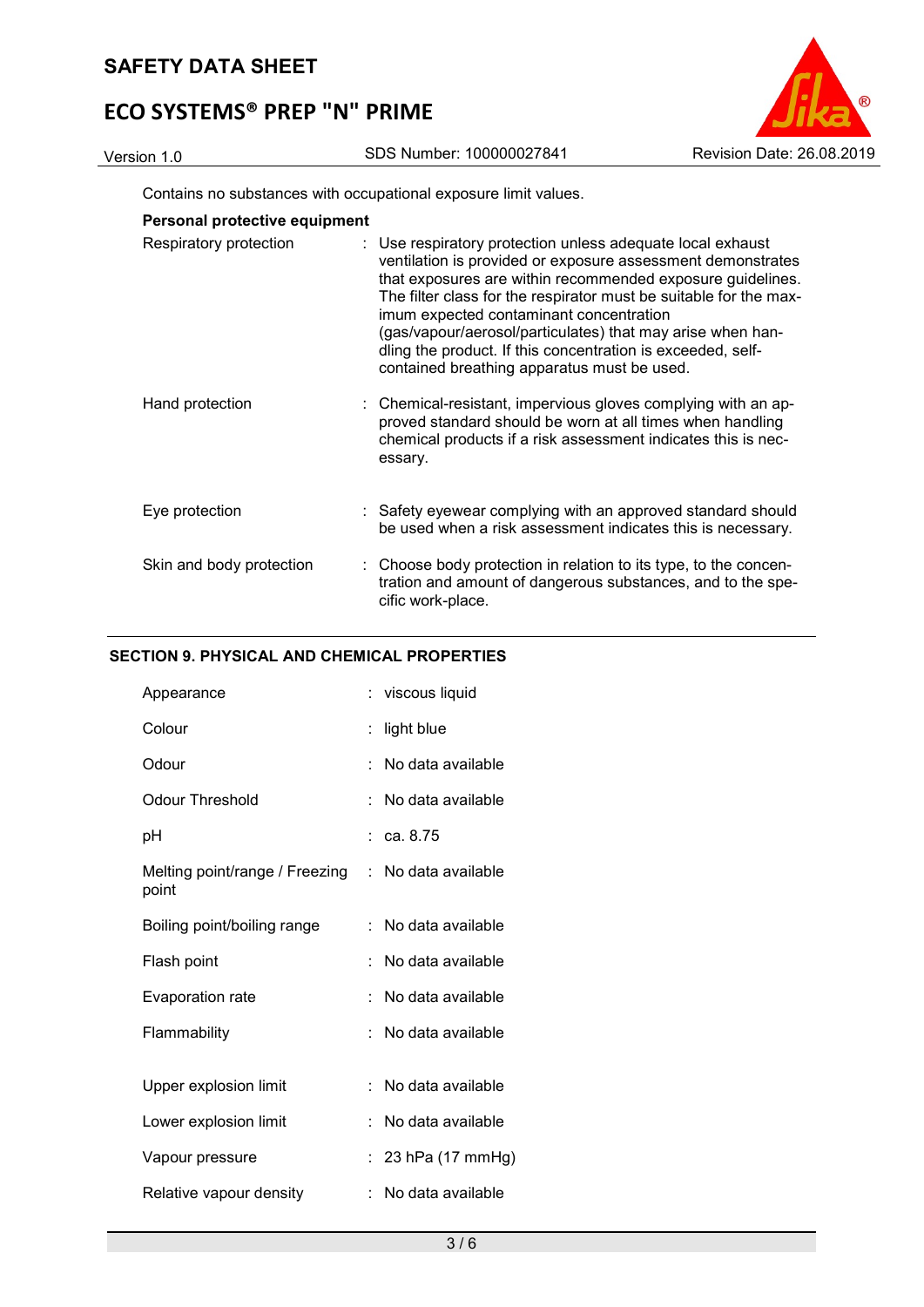Contains no substances with occupational exposure limit values.

**Personal protective equipment**

| | |
|---|---|
| Respiratory protection | : Use respiratory protection unless adequate local exhaust ventilation is provided or exposure assessment demonstrates that exposures are within recommended exposure guidelines. The filter class for the respirator must be suitable for the maximum expected contaminant concentration (gas/vapour/aerosol/particulates) that may arise when handling the product. If this concentration is exceeded, self-contained breathing apparatus must be used. |
| Hand protection | : Chemical-resistant, impervious gloves complying with an approved standard should be worn at all times when handling chemical products if a risk assessment indicates this is necessary. |
| Eye protection | : Safety eyewear complying with an approved standard should be used when a risk assessment indicates this is necessary. |
| Skin and body protection | : Choose body protection in relation to its type, to the concentration and amount of dangerous substances, and to the specific work-place. |

## SECTION 9. PHYSICAL AND CHEMICAL PROPERTIES

| | |
|---|---|
| Appearance | : viscous liquid |
| Colour | : light blue |
| Odour | : No data available |
| Odour Threshold | : No data available |
| pH | : ca. 8.75 |
| Melting point/range / Freezing point | : No data available |
| Boiling point/boiling range | : No data available |
| Flash point | : No data available |
| Evaporation rate | : No data available |
| Flammability | : No data available |
| Upper explosion limit | : No data available |
| Lower explosion limit | : No data available |
| Vapour pressure | : 23 hPa (17 mmHg) |
| Relative vapour density | : No data available |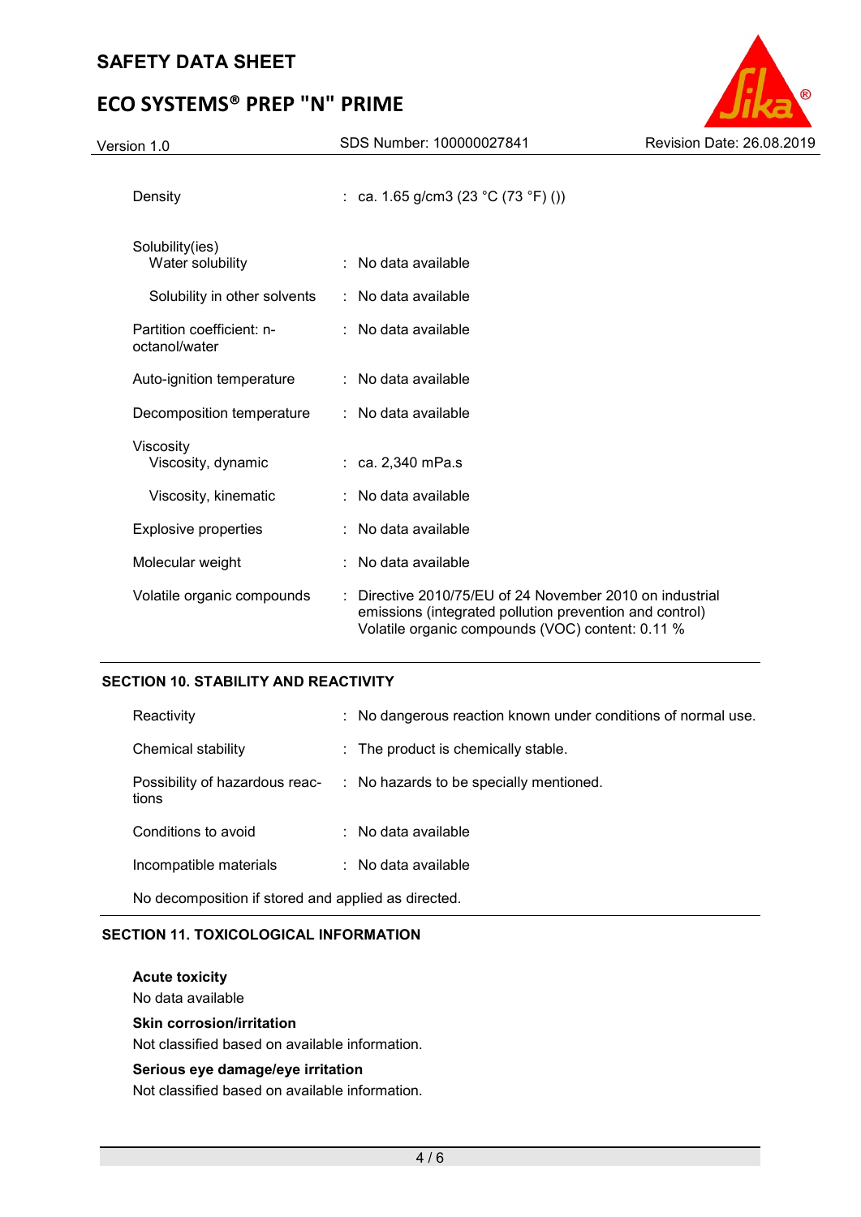| | | |
|---|---|---|
| Density | : | ca. 1.65 g/cm3 (23 °C (73 °F) ()) |
| Solubility(ies) Water solubility | : | No data available |
| Solubility in other solvents | : | No data available |
| Partition coefficient: n-octanol/water | : | No data available |
| Auto-ignition temperature | : | No data available |
| Decomposition temperature | : | No data available |
| Viscosity Viscosity, dynamic | : | ca. 2,340 mPa.s |
| Viscosity, kinematic | : | No data available |
| Explosive properties | : | No data available |
| Molecular weight | : | No data available |
| Volatile organic compounds | : | Directive 2010/75/EU of 24 November 2010 on industrial emissions (integrated pollution prevention and control) Volatile organic compounds (VOC) content: 0.11 % |

## SECTION 10. STABILITY AND REACTIVITY

| | | |
|---|---|---|
| Reactivity | : | No dangerous reaction known under conditions of normal use. |
| Chemical stability | : | The product is chemically stable. |
| Possibility of hazardous reactions | : | No hazards to be specially mentioned. |
| Conditions to avoid | : | No data available |
| Incompatible materials | : | No data available |

No decomposition if stored and applied as directed.

## SECTION 11. TOXICOLOGICAL INFORMATION

**Acute toxicity**
No data available

**Skin corrosion/irritation**
Not classified based on available information.

**Serious eye damage/eye irritation**
Not classified based on available information.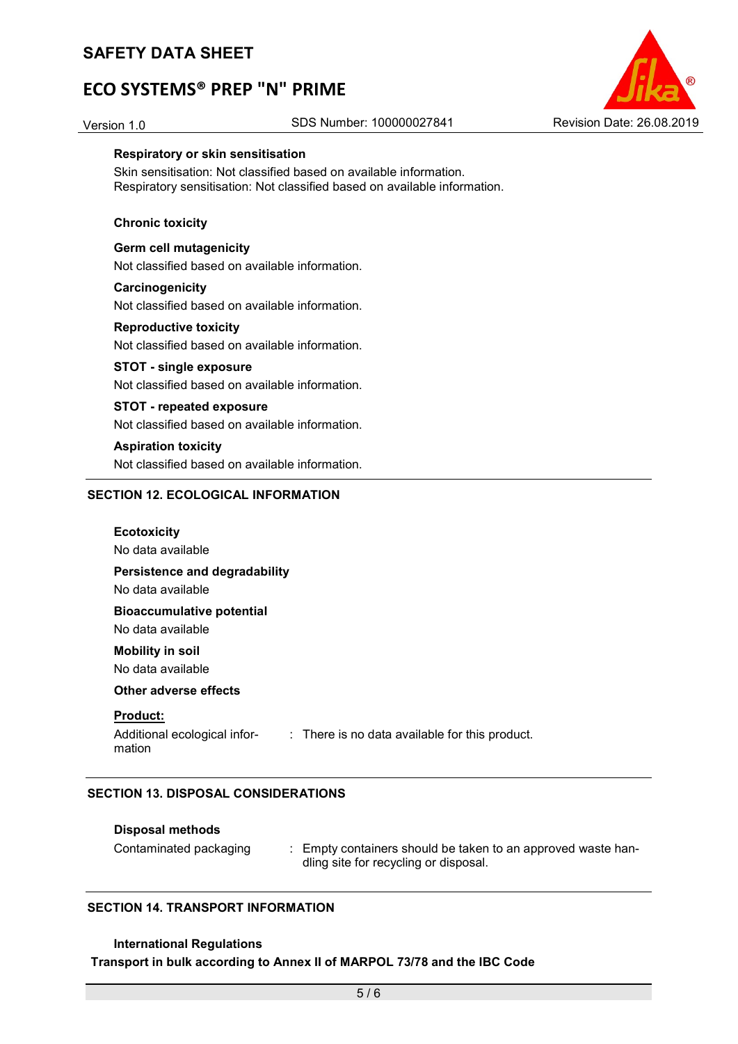**Respiratory or skin sensitisation**

Skin sensitisation: Not classified based on available information.
Respiratory sensitisation: Not classified based on available information.

**Chronic toxicity**

**Germ cell mutagenicity**

Not classified based on available information.

**Carcinogenicity**

Not classified based on available information.

**Reproductive toxicity**

Not classified based on available information.

**STOT - single exposure**

Not classified based on available information.

**STOT - repeated exposure**

Not classified based on available information.

**Aspiration toxicity**

Not classified based on available information.

## SECTION 12. ECOLOGICAL INFORMATION

**Ecotoxicity**

No data available

**Persistence and degradability**

No data available

**Bioaccumulative potential**

No data available

**Mobility in soil**

No data available

**Other adverse effects**

**Product:**

Additional ecological information : There is no data available for this product.

## SECTION 13. DISPOSAL CONSIDERATIONS

**Disposal methods**

Contaminated packaging : Empty containers should be taken to an approved waste handling site for recycling or disposal.

## SECTION 14. TRANSPORT INFORMATION

**International Regulations**

**Transport in bulk according to Annex II of MARPOL 73/78 and the IBC Code**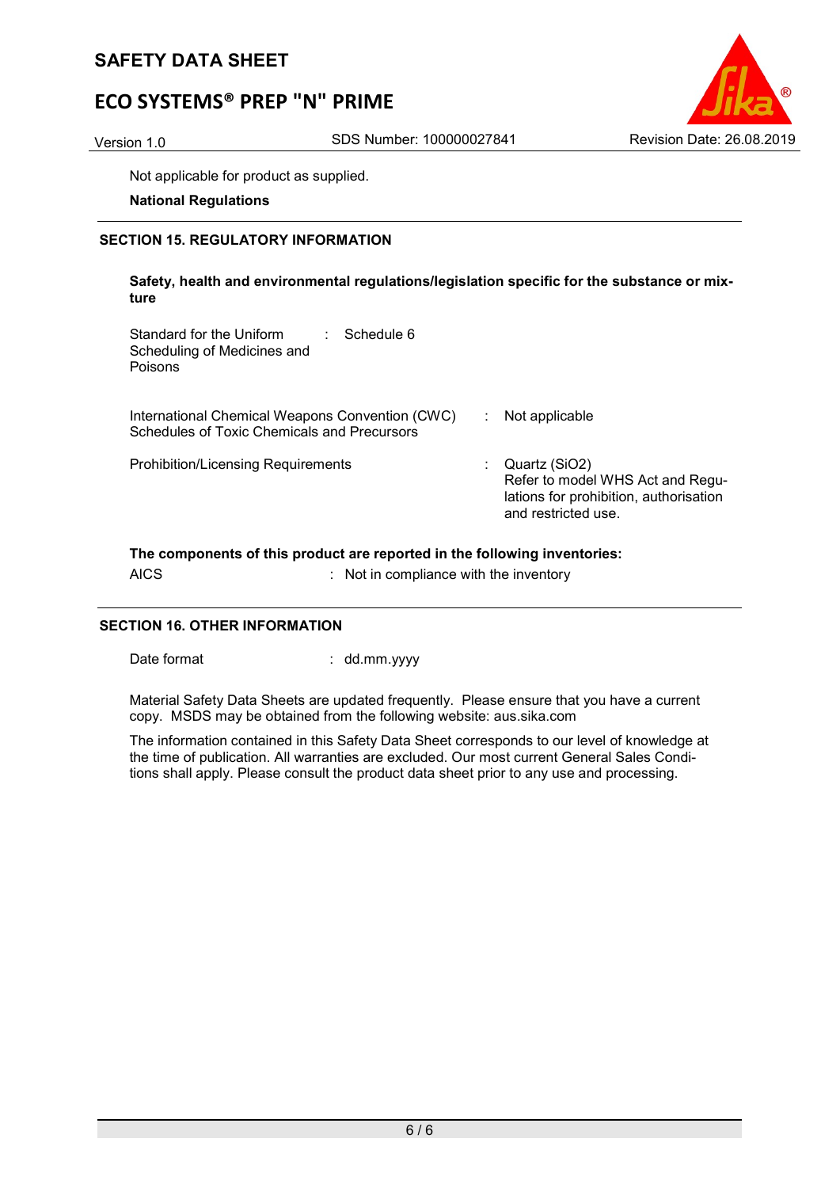Not applicable for product as supplied.

**National Regulations**

## SECTION 15. REGULATORY INFORMATION

**Safety, health and environmental regulations/legislation specific for the substance or mixture**

Standard for the Uniform Scheduling of Medicines and Poisons : Schedule 6

International Chemical Weapons Convention (CWC) Schedules of Toxic Chemicals and Precursors : Not applicable

Prohibition/Licensing Requirements : Quartz ($SiO_2$)
Refer to model WHS Act and Regulations for prohibition, authorisation and restricted use.

**The components of this product are reported in the following inventories:**

AICS : Not in compliance with the inventory

## SECTION 16. OTHER INFORMATION

Date format : dd.mm.yyyy

Material Safety Data Sheets are updated frequently. Please ensure that you have a current copy. MSDS may be obtained from the following website: aus.sika.com

The information contained in this Safety Data Sheet corresponds to our level of knowledge at the time of publication. All warranties are excluded. Our most current General Sales Conditions shall apply. Please consult the product data sheet prior to any use and processing.